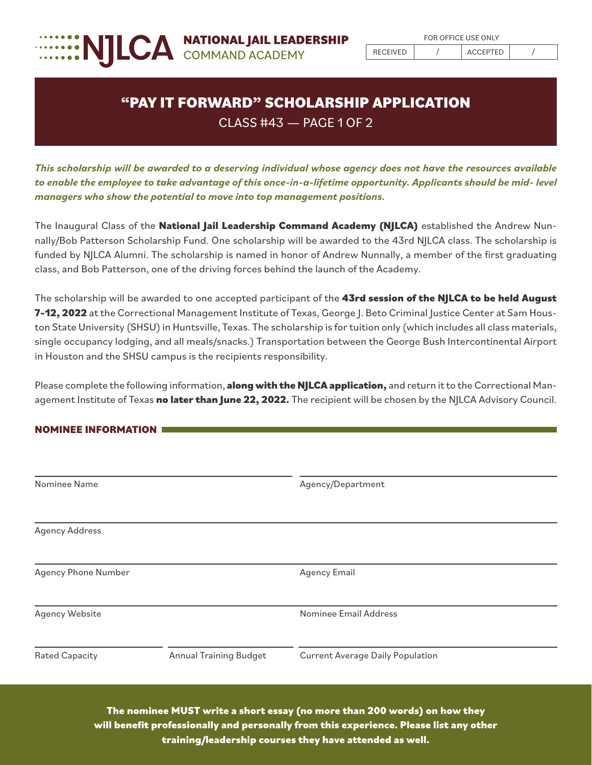NJLCA NATIONAL JAIL LEADERSHIP COMMAND ACADEMY

FOR OFFICE USE ONLY

| RECEIVED | / | ACCEPTED | / |
|---|---|---|---|

# "PAY IT FORWARD" SCHOLARSHIP APPLICATION

CLASS #43 — PAGE 1 OF 2

***This scholarship will be awarded to a deserving individual whose agency does not have the resources available to enable the employee to take advantage of this once-in-a-lifetime opportunity. Applicants should be mid- level managers who show the potential to move into top management positions.***

The Inaugural Class of the **National Jail Leadership Command Academy (NJLCA)** established the Andrew Nunnally/Bob Patterson Scholarship Fund. One scholarship will be awarded to the 43rd NJLCA class. The scholarship is funded by NJLCA Alumni. The scholarship is named in honor of Andrew Nunnally, a member of the first graduating class, and Bob Patterson, one of the driving forces behind the launch of the Academy.

The scholarship will be awarded to one accepted participant of the **43rd session of the NJLCA to be held August 7-12, 2022** at the Correctional Management Institute of Texas, George J. Beto Criminal Justice Center at Sam Houston State University (SHSU) in Huntsville, Texas. The scholarship is for tuition only (which includes all class materials, single occupancy lodging, and all meals/snacks.) Transportation between the George Bush Intercontinental Airport in Houston and the SHSU campus is the recipients responsibility.

Please complete the following information, **along with the NJLCA application,** and return it to the Correctional Management Institute of Texas **no later than June 22, 2022.** The recipient will be chosen by the NJLCA Advisory Council.

## NOMINEE INFORMATION

Nominee Name ____________________ Agency/Department ____________________

Agency Address ____________________

Agency Phone Number ____________________ Agency Email ____________________

Agency Website ____________________ Nominee Email Address ____________________

Rated Capacity ____________ Annual Training Budget ____________ Current Average Daily Population ____________

**The nominee MUST write a short essay (no more than 200 words) on how they will benefit professionally and personally from this experience. Please list any other training/leadership courses they have attended as well.**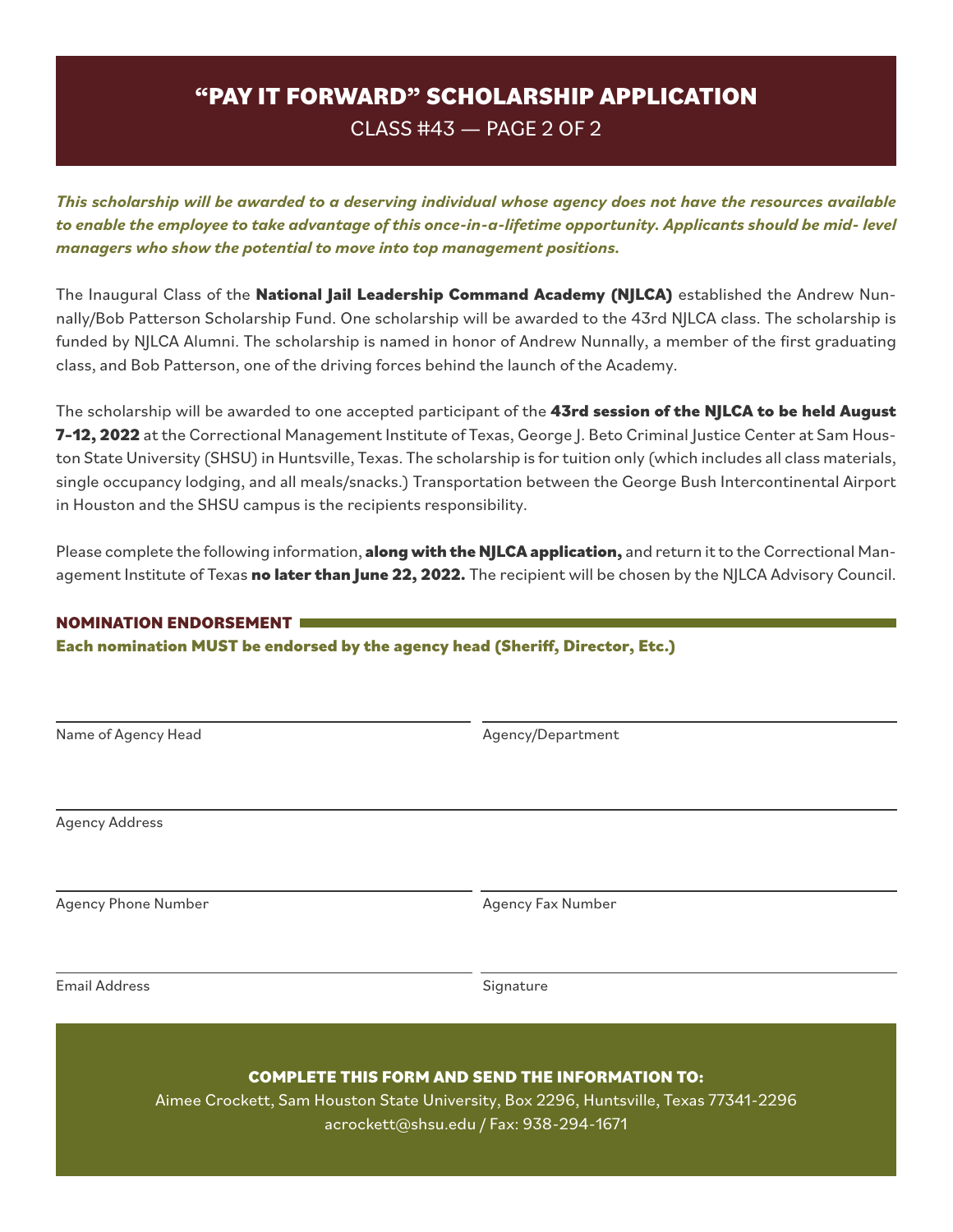# "PAY IT FORWARD" SCHOLARSHIP APPLICATION

CLASS #43 — PAGE 2 OF 2

***This scholarship will be awarded to a deserving individual whose agency does not have the resources available to enable the employee to take advantage of this once-in-a-lifetime opportunity. Applicants should be mid- level managers who show the potential to move into top management positions.***

The Inaugural Class of the **National Jail Leadership Command Academy (NJLCA)** established the Andrew Nunnally/Bob Patterson Scholarship Fund. One scholarship will be awarded to the 43rd NJLCA class. The scholarship is funded by NJLCA Alumni. The scholarship is named in honor of Andrew Nunnally, a member of the first graduating class, and Bob Patterson, one of the driving forces behind the launch of the Academy.

The scholarship will be awarded to one accepted participant of the **43rd session of the NJLCA to be held August 7-12, 2022** at the Correctional Management Institute of Texas, George J. Beto Criminal Justice Center at Sam Houston State University (SHSU) in Huntsville, Texas. The scholarship is for tuition only (which includes all class materials, single occupancy lodging, and all meals/snacks.) Transportation between the George Bush Intercontinental Airport in Houston and the SHSU campus is the recipients responsibility.

Please complete the following information, **along with the NJLCA application,** and return it to the Correctional Management Institute of Texas **no later than June 22, 2022.** The recipient will be chosen by the NJLCA Advisory Council.

## NOMINATION ENDORSEMENT

**Each nomination MUST be endorsed by the agency head (Sheriff, Director, Etc.)**

Name of Agency Head

Agency/Department

Agency Address

Agency Phone Number

Agency Fax Number

Email Address

Signature

**COMPLETE THIS FORM AND SEND THE INFORMATION TO:**

Aimee Crockett, Sam Houston State University, Box 2296, Huntsville, Texas 77341-2296

acrockett@shsu.edu / Fax: 938-294-1671